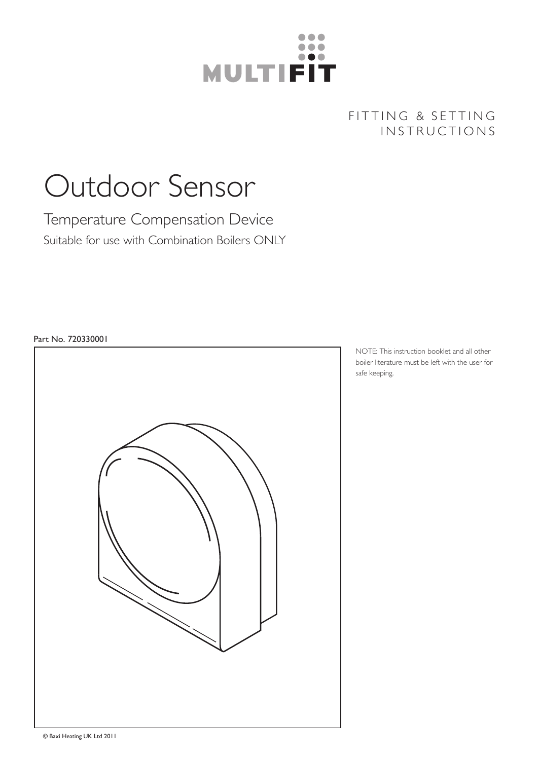MULTIFIT

FITTING & SETTING INSTRUCTIONS

# Outdoor Sensor

## Temperature Compensation Device

Suitable for use with Combination Boilers ONLY

Part No. 720330001

NOTE: This instruction booklet and all other boiler literature must be left with the user for safe keeping.

© Baxi Heating UK Ltd 2011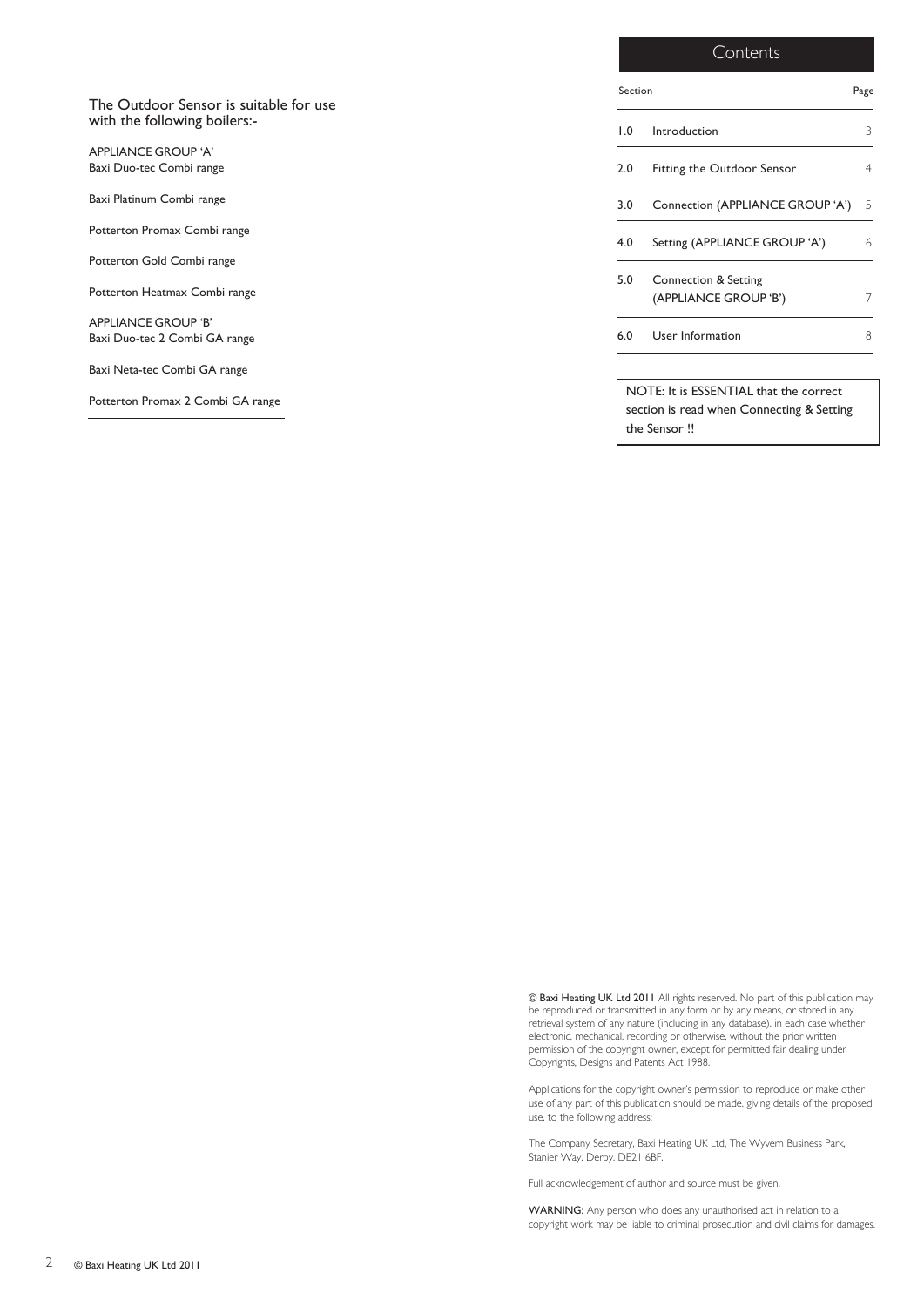The Outdoor Sensor is suitable for use with the following boilers:-

APPLIANCE GROUP 'A'
Baxi Duo-tec Combi range

Baxi Platinum Combi range

Potterton Promax Combi range

Potterton Gold Combi range

Potterton Heatmax Combi range

APPLIANCE GROUP 'B'
Baxi Duo-tec 2 Combi GA range

Baxi Neta-tec Combi GA range

Potterton Promax 2 Combi GA range

## Contents

| Section | | Page |
|---|---|---|
| 1.0 | Introduction | 3 |
| 2.0 | Fitting the Outdoor Sensor | 4 |
| 3.0 | Connection (APPLIANCE GROUP 'A') | 5 |
| 4.0 | Setting (APPLIANCE GROUP 'A') | 6 |
| 5.0 | Connection & Setting (APPLIANCE GROUP 'B') | 7 |
| 6.0 | User Information | 8 |

NOTE: It is ESSENTIAL that the correct section is read when Connecting & Setting the Sensor !!

© Baxi Heating UK Ltd 2011 All rights reserved. No part of this publication may be reproduced or transmitted in any form or by any means, or stored in any retrieval system of any nature (including in any database), in each case whether electronic, mechanical, recording or otherwise, without the prior written permission of the copyright owner, except for permitted fair dealing under Copyrights, Designs and Patents Act 1988.

Applications for the copyright owner's permission to reproduce or make other use of any part of this publication should be made, giving details of the proposed use, to the following address:

The Company Secretary, Baxi Heating UK Ltd, The Wyvern Business Park, Stanier Way, Derby, DE21 6BF.

Full acknowledgement of author and source must be given.

WARNING: Any person who does any unauthorised act in relation to a copyright work may be liable to criminal prosecution and civil claims for damages.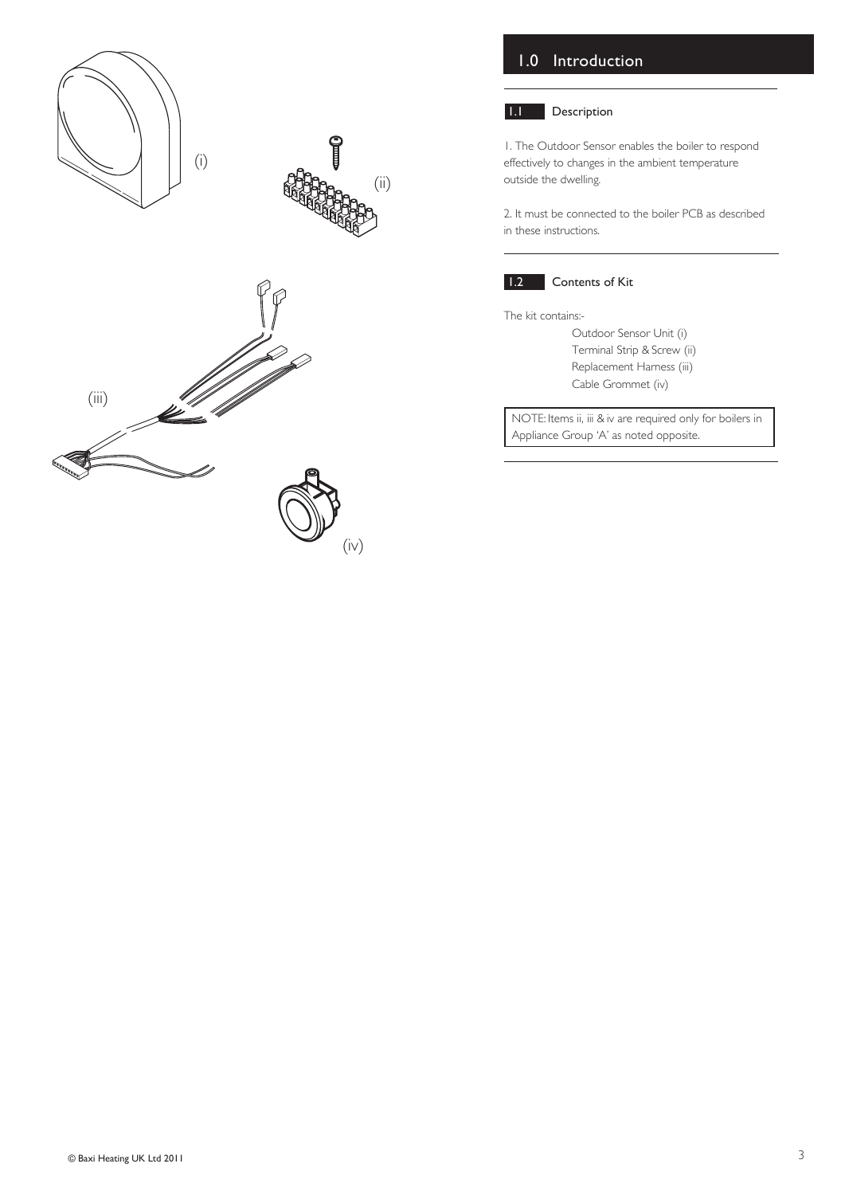# 1.0 Introduction

## 1.1 Description

1. The Outdoor Sensor enables the boiler to respond effectively to changes in the ambient temperature outside the dwelling.

2. It must be connected to the boiler PCB as described in these instructions.

## 1.2 Contents of Kit

The kit contains:-

- Outdoor Sensor Unit (i)
- Terminal Strip & Screw (ii)
- Replacement Harness (iii)
- Cable Grommet (iv)

NOTE: Items ii, iii & iv are required only for boilers in Appliance Group 'A' as noted opposite.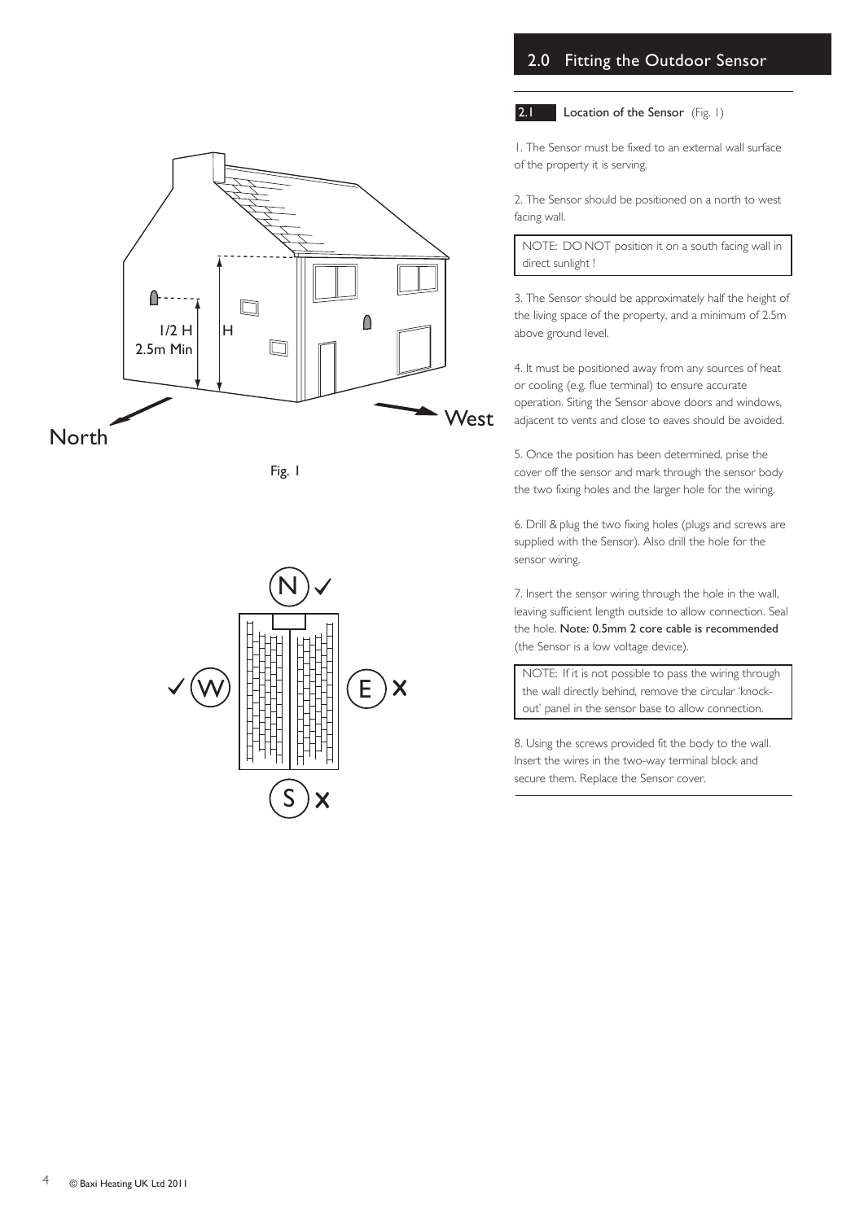Fig. 1

## 2.0 Fitting the Outdoor Sensor

### 2.1 Location of the Sensor (Fig. 1)

1. The Sensor must be fixed to an external wall surface of the property it is serving.

2. The Sensor should be positioned on a north to west facing wall.

NOTE: DO NOT position it on a south facing wall in direct sunlight !

3. The Sensor should be approximately half the height of the living space of the property, and a minimum of 2.5m above ground level.

4. It must be positioned away from any sources of heat or cooling (e.g. flue terminal) to ensure accurate operation. Siting the Sensor above doors and windows, adjacent to vents and close to eaves should be avoided.

5. Once the position has been determined, prise the cover off the sensor and mark through the sensor body the two fixing holes and the larger hole for the wiring.

6. Drill & plug the two fixing holes (plugs and screws are supplied with the Sensor). Also drill the hole for the sensor wiring.

7. Insert the sensor wiring through the hole in the wall, leaving sufficient length outside to allow connection. Seal the hole. **Note: 0.5mm 2 core cable is recommended** (the Sensor is a low voltage device).

NOTE: If it is not possible to pass the wiring through the wall directly behind, remove the circular 'knock-out' panel in the sensor base to allow connection.

8. Using the screws provided fit the body to the wall. Insert the wires in the two-way terminal block and secure them. Replace the Sensor cover.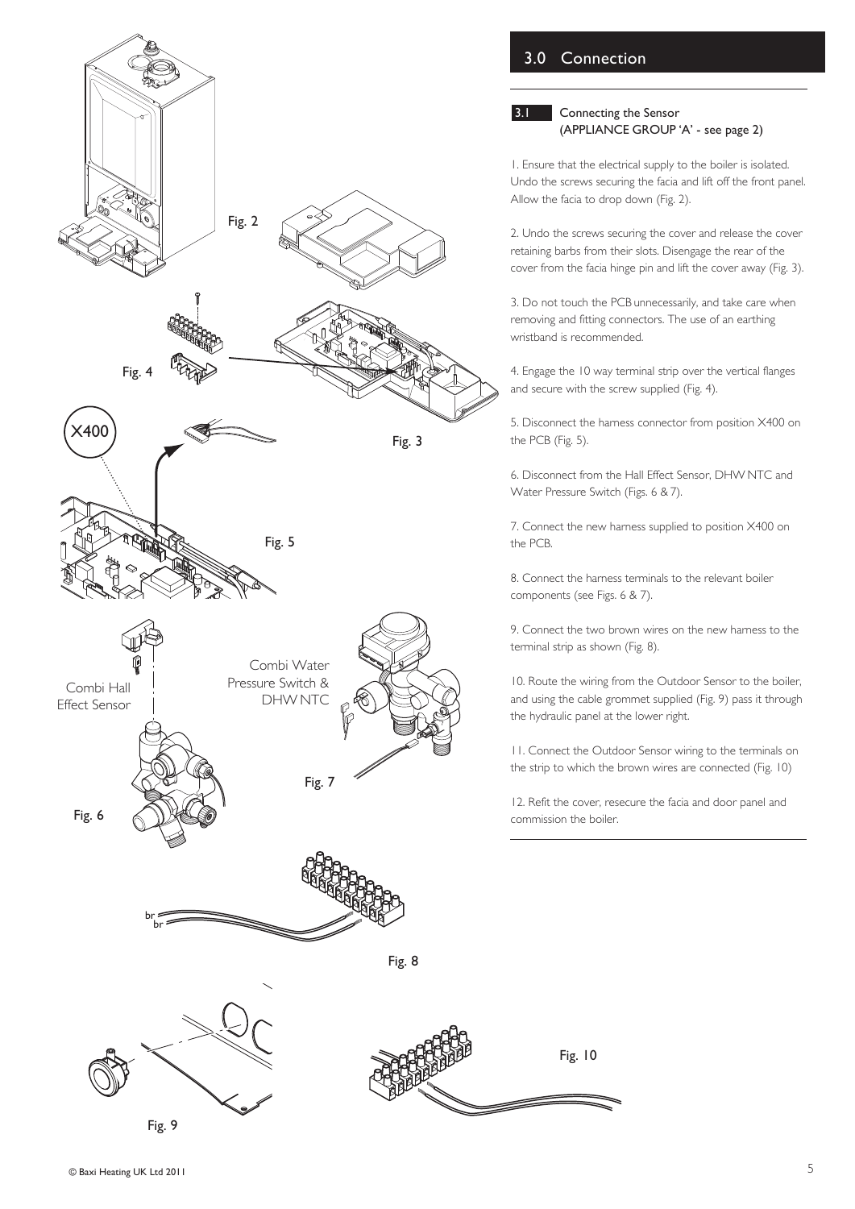## 3.0 Connection

### 3.1 Connecting the Sensor (APPLIANCE GROUP 'A' - see page 2)

1. Ensure that the electrical supply to the boiler is isolated. Undo the screws securing the facia and lift off the front panel. Allow the facia to drop down (Fig. 2).

2. Undo the screws securing the cover and release the cover retaining barbs from their slots. Disengage the rear of the cover from the facia hinge pin and lift the cover away (Fig. 3).

3. Do not touch the PCB unnecessarily, and take care when removing and fitting connectors. The use of an earthing wristband is recommended.

4. Engage the 10 way terminal strip over the vertical flanges and secure with the screw supplied (Fig. 4).

5. Disconnect the harness connector from position X400 on the PCB (Fig. 5).

6. Disconnect from the Hall Effect Sensor, DHW NTC and Water Pressure Switch (Figs. 6 & 7).

7. Connect the new harness supplied to position X400 on the PCB.

8. Connect the harness terminals to the relevant boiler components (see Figs. 6 & 7).

9. Connect the two brown wires on the new harness to the terminal strip as shown (Fig. 8).

10. Route the wiring from the Outdoor Sensor to the boiler, and using the cable grommet supplied (Fig. 9) pass it through the hydraulic panel at the lower right.

11. Connect the Outdoor Sensor wiring to the terminals on the strip to which the brown wires are connected (Fig. 10)

12. Refit the cover, resecure the facia and door panel and commission the boiler.

Fig. 2

Fig. 3

Fig. 4

X400

Fig. 5

Combi Hall Effect Sensor

Fig. 6

Combi Water Pressure Switch & DHW NTC

Fig. 7

br
br

Fig. 8

Fig. 9

Fig. 10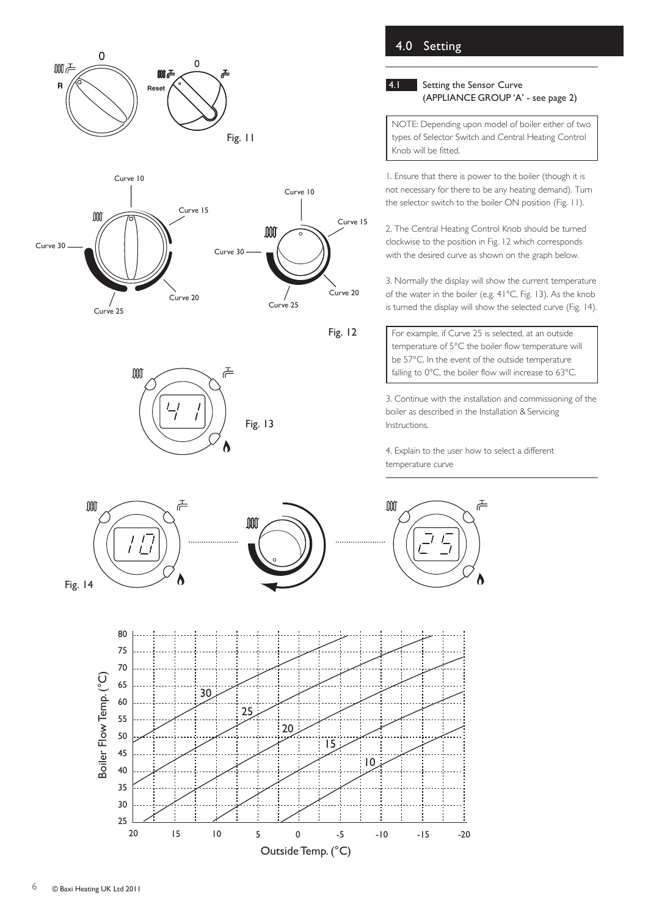## 4.0 Setting

### 4.1 Setting the Sensor Curve (APPLIANCE GROUP 'A' - see page 2)

NOTE: Depending upon model of boiler either of two types of Selector Switch and Central Heating Control Knob will be fitted.

1. Ensure that there is power to the boiler (though it is not necessary for there to be any heating demand). Turn the selector switch to the boiler ON position (Fig. 11).

2. The Central Heating Control Knob should be turned clockwise to the position in Fig. 12 which corresponds with the desired curve as shown on the graph below.

3. Normally the display will show the current temperature of the water in the boiler (e.g. 41°C, Fig. 13). As the knob is turned the display will show the selected curve (Fig. 14).

For example, if Curve 25 is selected, at an outside temperature of 5°C the boiler flow temperature will be 57°C. In the event of the outside temperature falling to 0°C, the boiler flow will increase to 63°C.

3. Continue with the installation and commissioning of the boiler as described in the Installation & Servicing Instructions.

4. Explain to the user how to select a different temperature curve

Fig. 11

Fig. 12

Fig. 13

Fig. 14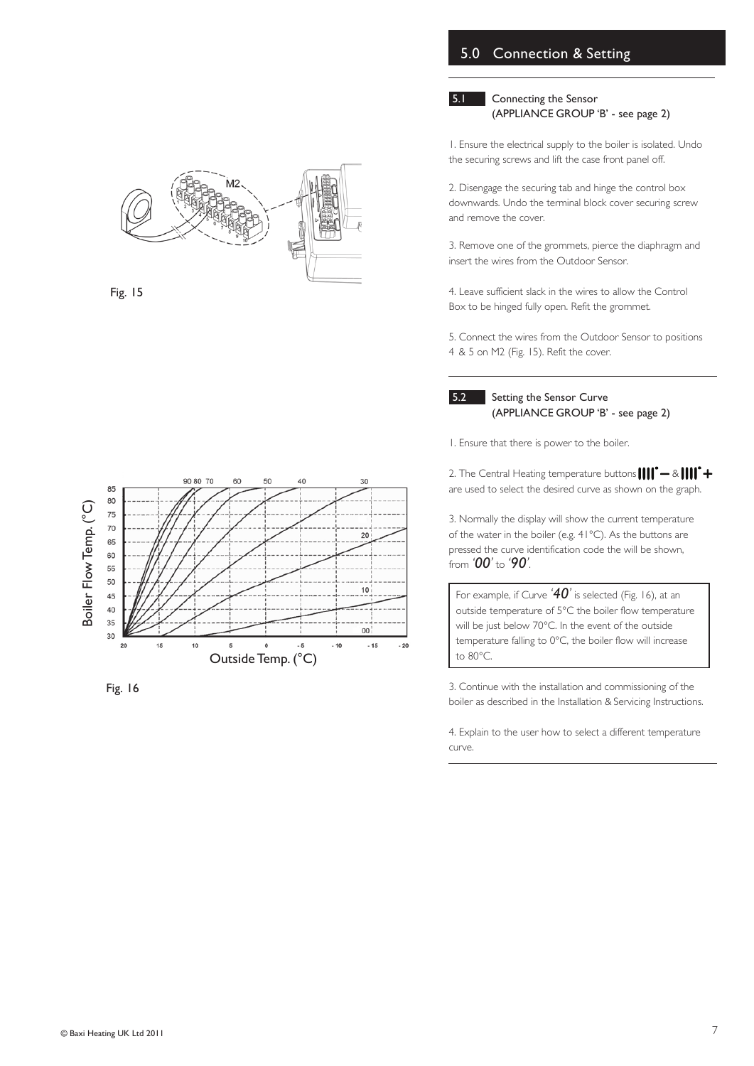## 5.0 Connection & Setting

### 5.1 Connecting the Sensor (APPLIANCE GROUP 'B' - see page 2)

1. Ensure the electrical supply to the boiler is isolated. Undo the securing screws and lift the case front panel off.

2. Disengage the securing tab and hinge the control box downwards. Undo the terminal block cover securing screw and remove the cover.

3. Remove one of the grommets, pierce the diaphragm and insert the wires from the Outdoor Sensor.

4. Leave sufficient slack in the wires to allow the Control Box to be hinged fully open. Refit the grommet.

5. Connect the wires from the Outdoor Sensor to positions 4 & 5 on M2 (Fig. 15). Refit the cover.

Fig. 15

### 5.2 Setting the Sensor Curve (APPLIANCE GROUP 'B' - see page 2)

1. Ensure that there is power to the boiler.

2. The Central Heating temperature buttons – & + are used to select the desired curve as shown on the graph.

3. Normally the display will show the current temperature of the water in the boiler (e.g. 41°C). As the buttons are pressed the curve identification code the will be shown, from '*00*' to '*90*'.

> For example, if Curve '*40*' is selected (Fig. 16), at an outside temperature of 5°C the boiler flow temperature will be just below 70°C. In the event of the outside temperature falling to 0°C, the boiler flow will increase to 80°C.

Fig. 16

3. Continue with the installation and commissioning of the boiler as described in the Installation & Servicing Instructions.

4. Explain to the user how to select a different temperature curve.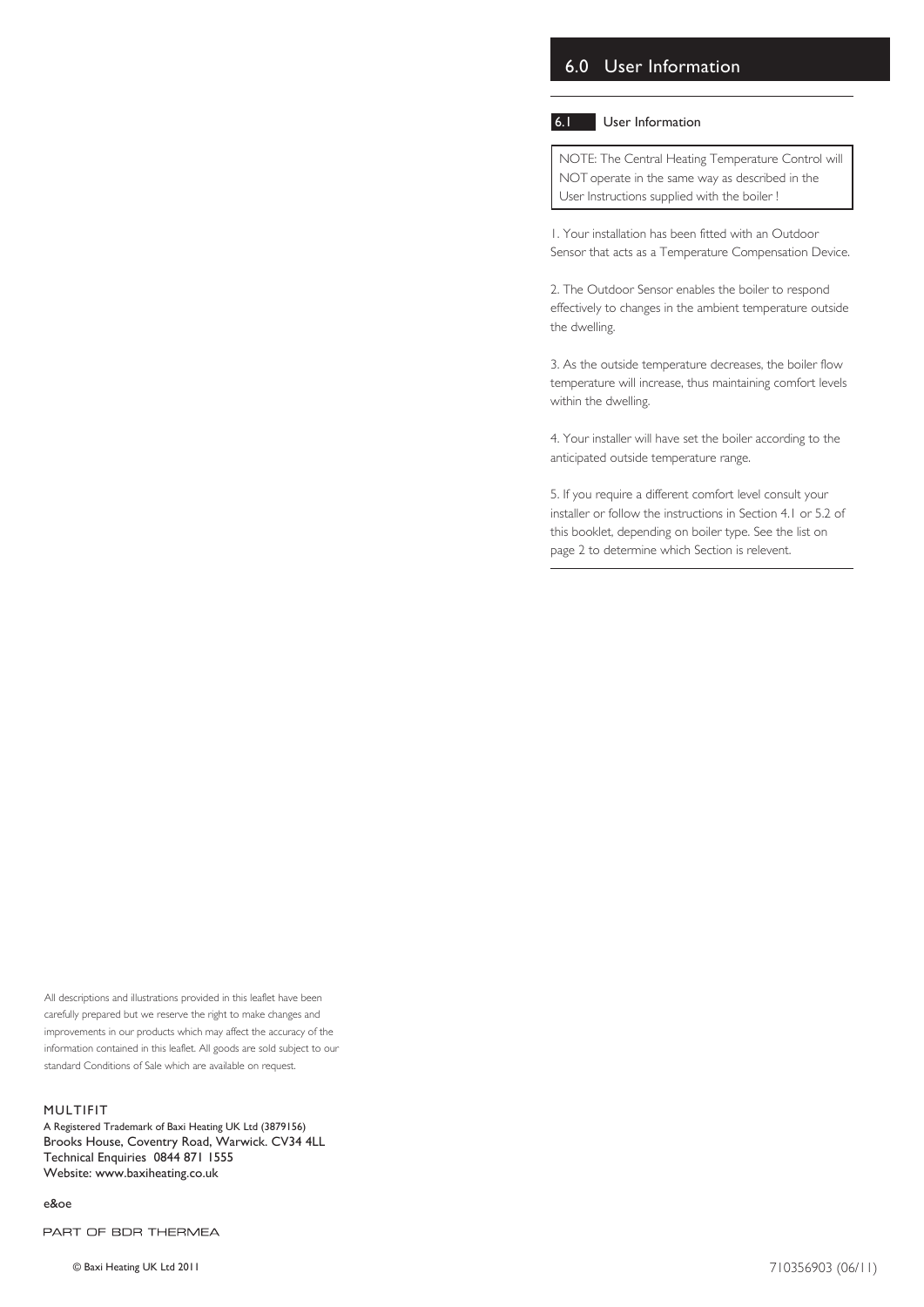# 6.0 User Information

## 6.1 User Information

NOTE: The Central Heating Temperature Control will NOT operate in the same way as described in the User Instructions supplied with the boiler !

1. Your installation has been fitted with an Outdoor Sensor that acts as a Temperature Compensation Device.

2. The Outdoor Sensor enables the boiler to respond effectively to changes in the ambient temperature outside the dwelling.

3. As the outside temperature decreases, the boiler flow temperature will increase, thus maintaining comfort levels within the dwelling.

4. Your installer will have set the boiler according to the anticipated outside temperature range.

5. If you require a different comfort level consult your installer or follow the instructions in Section 4.1 or 5.2 of this booklet, depending on boiler type. See the list on page 2 to determine which Section is relevent.

All descriptions and illustrations provided in this leaflet have been carefully prepared but we reserve the right to make changes and improvements in our products which may affect the accuracy of the information contained in this leaflet. All goods are sold subject to our standard Conditions of Sale which are available on request.

MULTIFIT
A Registered Trademark of Baxi Heating UK Ltd (3879156)
Brooks House, Coventry Road, Warwick. CV34 4LL
Technical Enquiries 0844 871 1555
Website: www.baxiheating.co.uk

e&oe

PART OF BDR THERMEA

© Baxi Heating UK Ltd 2011

710356903 (06/11)